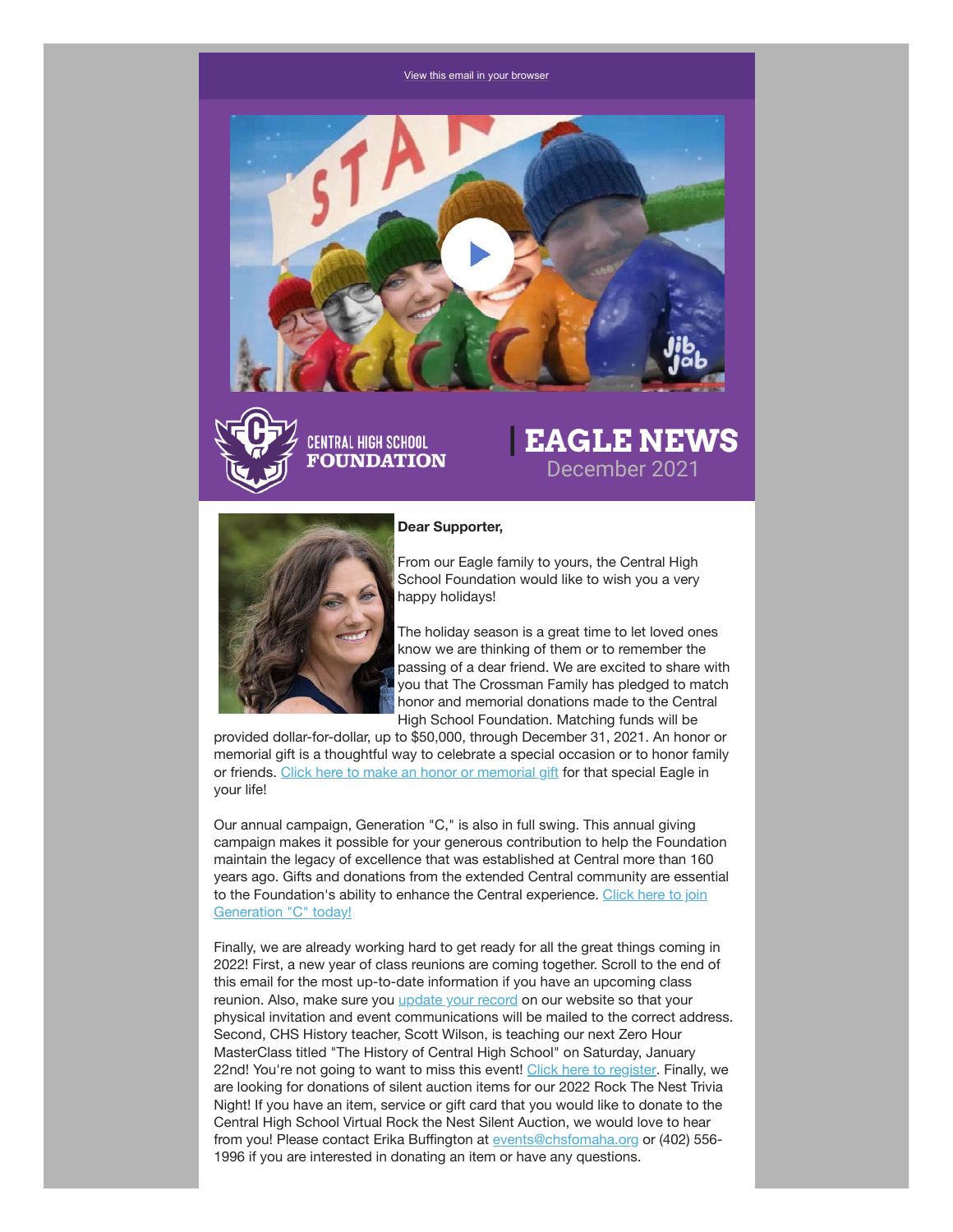View this email in your browser

CENTRAL HIGH SCHOOL FOUNDATION

# EAGLE NEWS

December 2021

**Dear Supporter,**

From our Eagle family to yours, the Central High School Foundation would like to wish you a very happy holidays!

The holiday season is a great time to let loved ones know we are thinking of them or to remember the passing of a dear friend. We are excited to share with you that The Crossman Family has pledged to match honor and memorial donations made to the Central High School Foundation. Matching funds will be provided dollar-for-dollar, up to $50,000, through December 31, 2021. An honor or memorial gift is a thoughtful way to celebrate a special occasion or to honor family or friends. Click here to make an honor or memorial gift for that special Eagle in your life!

Our annual campaign, Generation "C," is also in full swing. This annual giving campaign makes it possible for your generous contribution to help the Foundation maintain the legacy of excellence that was established at Central more than 160 years ago. Gifts and donations from the extended Central community are essential to the Foundation's ability to enhance the Central experience. Click here to join Generation "C" today!

Finally, we are already working hard to get ready for all the great things coming in 2022! First, a new year of class reunions are coming together. Scroll to the end of this email for the most up-to-date information if you have an upcoming class reunion. Also, make sure you update your record on our website so that your physical invitation and event communications will be mailed to the correct address. Second, CHS History teacher, Scott Wilson, is teaching our next Zero Hour MasterClass titled "The History of Central High School" on Saturday, January 22nd! You're not going to want to miss this event! Click here to register. Finally, we are looking for donations of silent auction items for our 2022 Rock The Nest Trivia Night! If you have an item, service or gift card that you would like to donate to the Central High School Virtual Rock the Nest Silent Auction, we would love to hear from you! Please contact Erika Buffington at events@chsfomaha.org or (402) 556-1996 if you are interested in donating an item or have any questions.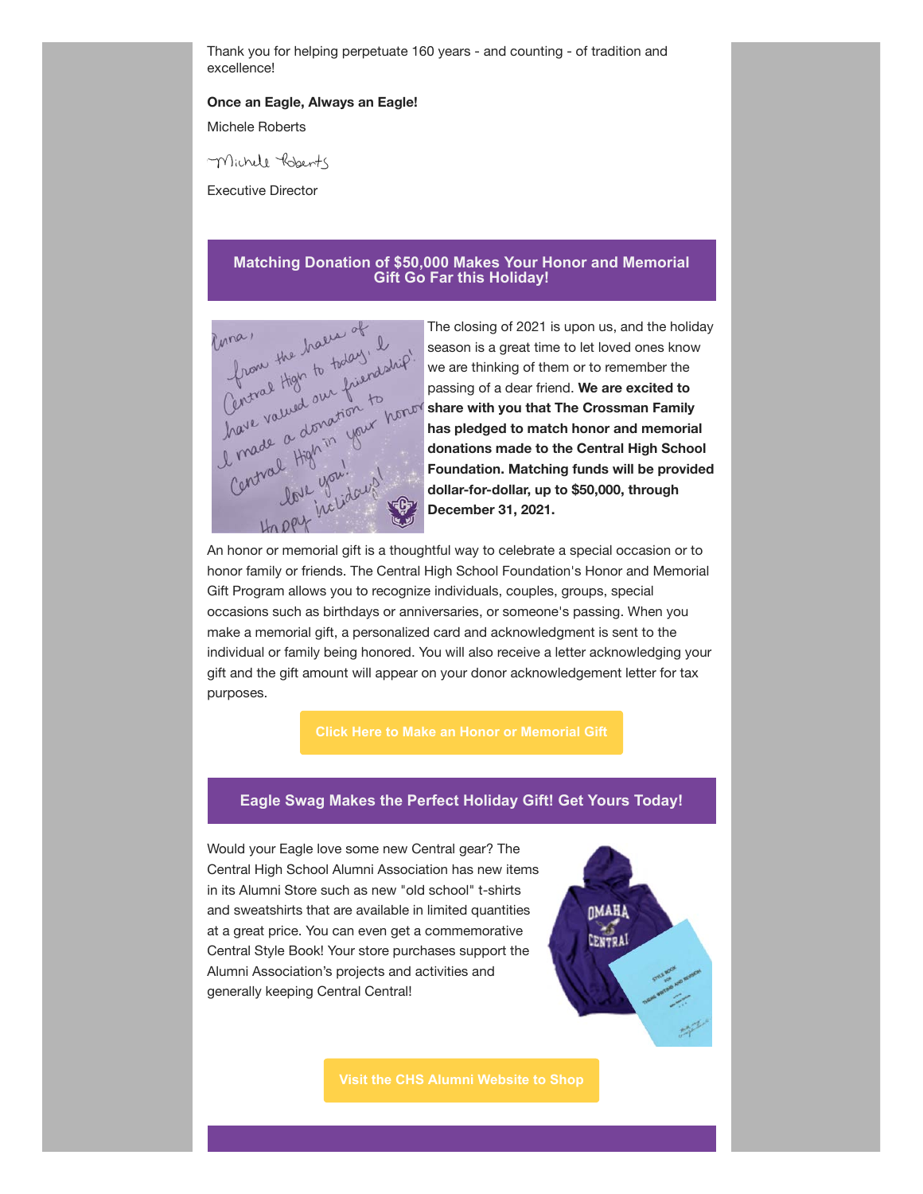Thank you for helping perpetuate 160 years - and counting - of tradition and excellence!

**Once an Eagle, Always an Eagle!**

Michele Roberts

Executive Director

## Matching Donation of $50,000 Makes Your Honor and Memorial Gift Go Far this Holiday!

The closing of 2021 is upon us, and the holiday season is a great time to let loved ones know we are thinking of them or to remember the passing of a dear friend. **We are excited to share with you that The Crossman Family has pledged to match honor and memorial donations made to the Central High School Foundation. Matching funds will be provided dollar-for-dollar, up to $50,000, through December 31, 2021.**

An honor or memorial gift is a thoughtful way to celebrate a special occasion or to honor family or friends. The Central High School Foundation's Honor and Memorial Gift Program allows you to recognize individuals, couples, groups, special occasions such as birthdays or anniversaries, or someone's passing. When you make a memorial gift, a personalized card and acknowledgment is sent to the individual or family being honored. You will also receive a letter acknowledging your gift and the gift amount will appear on your donor acknowledgement letter for tax purposes.

**Click Here to Make an Honor or Memorial Gift**

## Eagle Swag Makes the Perfect Holiday Gift! Get Yours Today!

Would your Eagle love some new Central gear? The Central High School Alumni Association has new items in its Alumni Store such as new "old school" t-shirts and sweatshirts that are available in limited quantities at a great price. You can even get a commemorative Central Style Book! Your store purchases support the Alumni Association's projects and activities and generally keeping Central Central!

**Visit the CHS Alumni Website to Shop**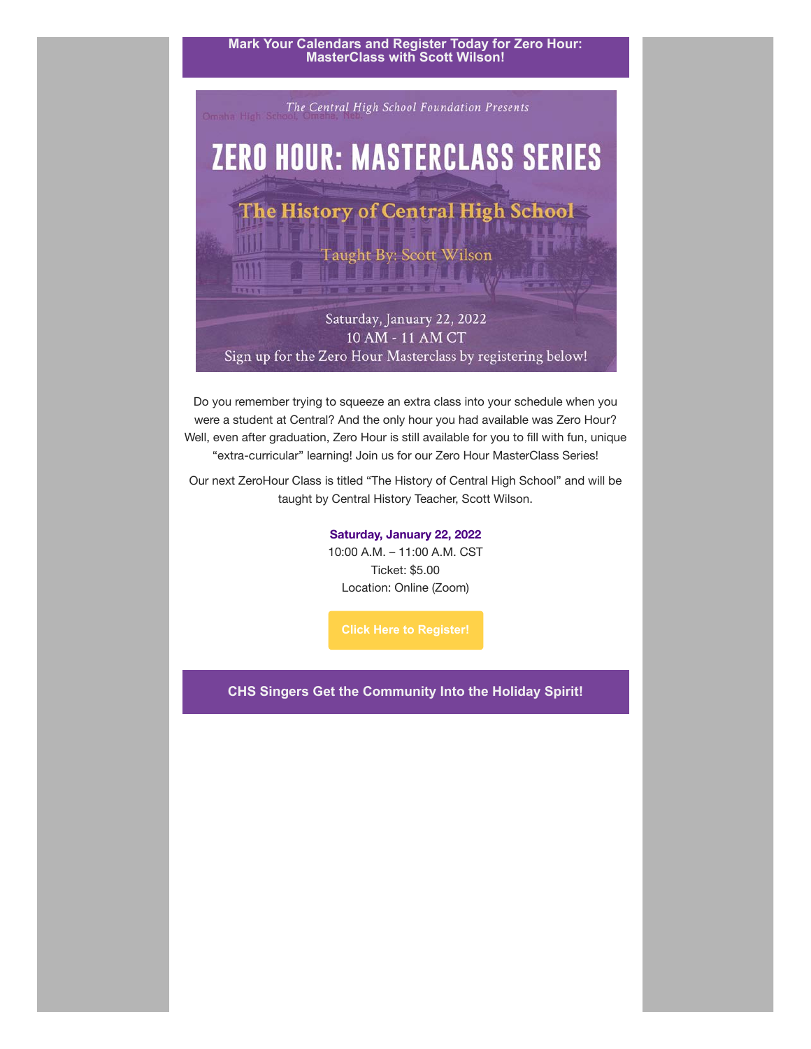## Mark Your Calendars and Register Today for Zero Hour: MasterClass with Scott Wilson!

*The Central High School Foundation Presents*

# ZERO HOUR: MASTERCLASS SERIES

## The History of Central High School

Taught By: Scott Wilson

Saturday, January 22, 2022
10 AM - 11 AM CT
Sign up for the Zero Hour Masterclass by registering below!

Do you remember trying to squeeze an extra class into your schedule when you were a student at Central? And the only hour you had available was Zero Hour? Well, even after graduation, Zero Hour is still available for you to fill with fun, unique "extra-curricular" learning! Join us for our Zero Hour MasterClass Series!

Our next ZeroHour Class is titled "The History of Central High School" and will be taught by Central History Teacher, Scott Wilson.

**Saturday, January 22, 2022**
10:00 A.M. – 11:00 A.M. CST
Ticket: $5.00
Location: Online (Zoom)

**Click Here to Register!**

## CHS Singers Get the Community Into the Holiday Spirit!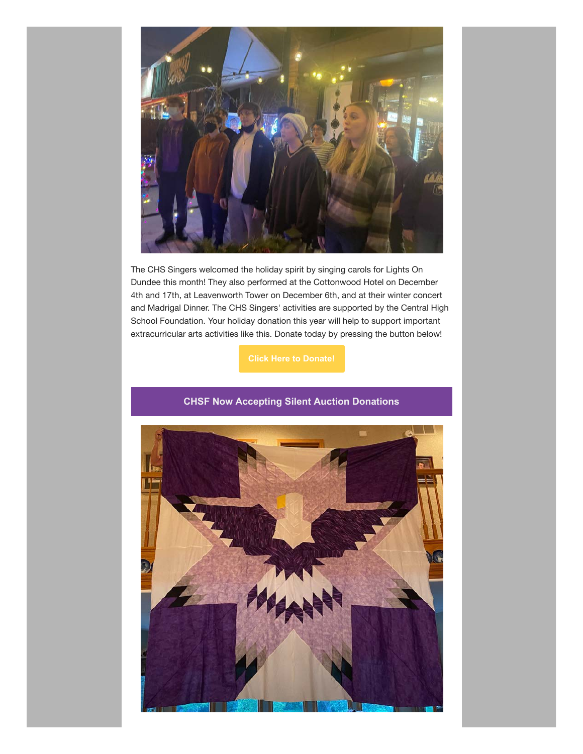The CHS Singers welcomed the holiday spirit by singing carols for Lights On Dundee this month! They also performed at the Cottonwood Hotel on December 4th and 17th, at Leavenworth Tower on December 6th, and at their winter concert and Madrigal Dinner. The CHS Singers' activities are supported by the Central High School Foundation. Your holiday donation this year will help to support important extracurricular arts activities like this. Donate today by pressing the button below!

**Click Here to Donate!**

## CHSF Now Accepting Silent Auction Donations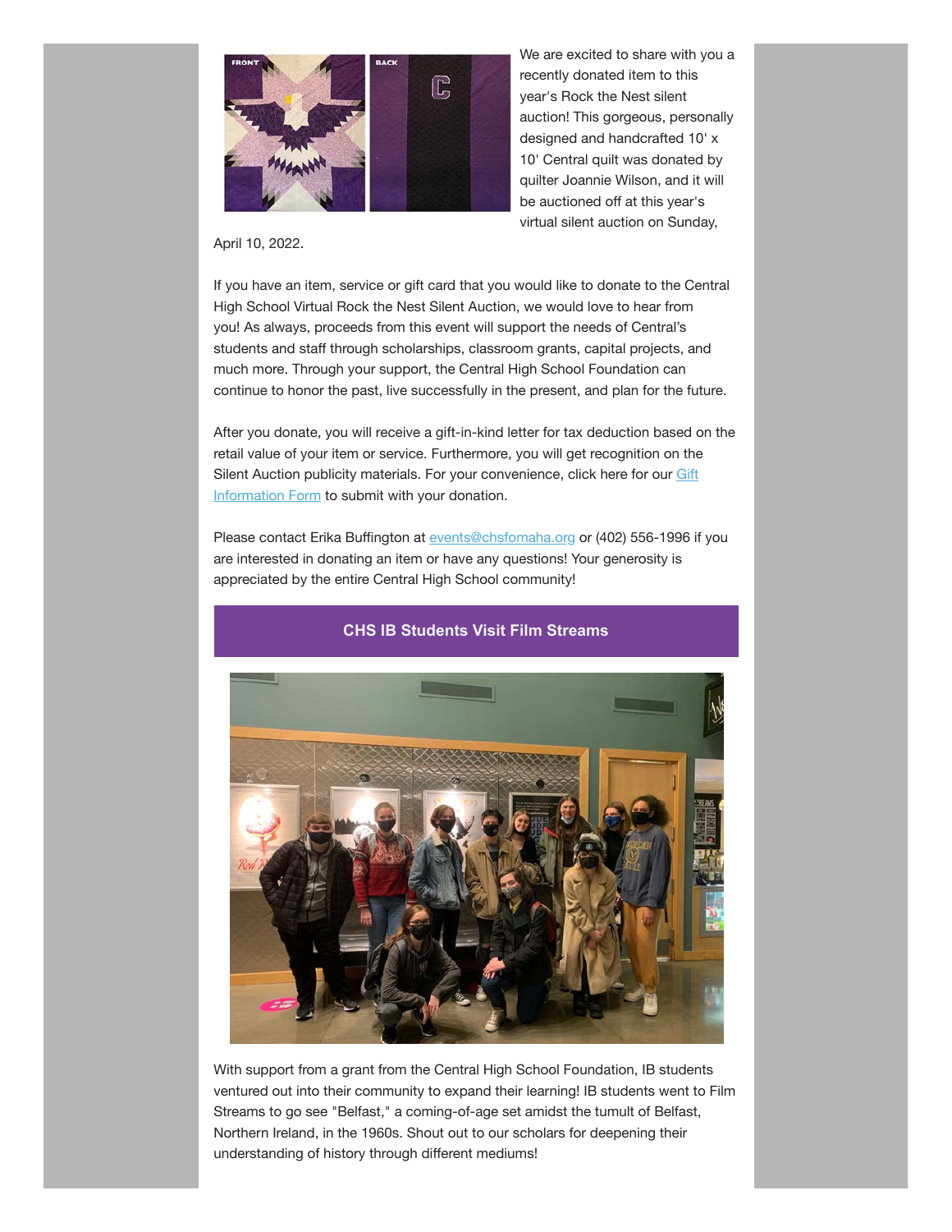We are excited to share with you a recently donated item to this year's Rock the Nest silent auction! This gorgeous, personally designed and handcrafted 10' x 10' Central quilt was donated by quilter Joannie Wilson, and it will be auctioned off at this year's virtual silent auction on Sunday, April 10, 2022.

If you have an item, service or gift card that you would like to donate to the Central High School Virtual Rock the Nest Silent Auction, we would love to hear from you! As always, proceeds from this event will support the needs of Central's students and staff through scholarships, classroom grants, capital projects, and much more. Through your support, the Central High School Foundation can continue to honor the past, live successfully in the present, and plan for the future.

After you donate, you will receive a gift-in-kind letter for tax deduction based on the retail value of your item or service. Furthermore, you will get recognition on the Silent Auction publicity materials. For your convenience, click here for our Gift Information Form to submit with your donation.

Please contact Erika Buffington at events@chsfomaha.org or (402) 556-1996 if you are interested in donating an item or have any questions! Your generosity is appreciated by the entire Central High School community!

## CHS IB Students Visit Film Streams

With support from a grant from the Central High School Foundation, IB students ventured out into their community to expand their learning! IB students went to Film Streams to go see "Belfast," a coming-of-age set amidst the tumult of Belfast, Northern Ireland, in the 1960s. Shout out to our scholars for deepening their understanding of history through different mediums!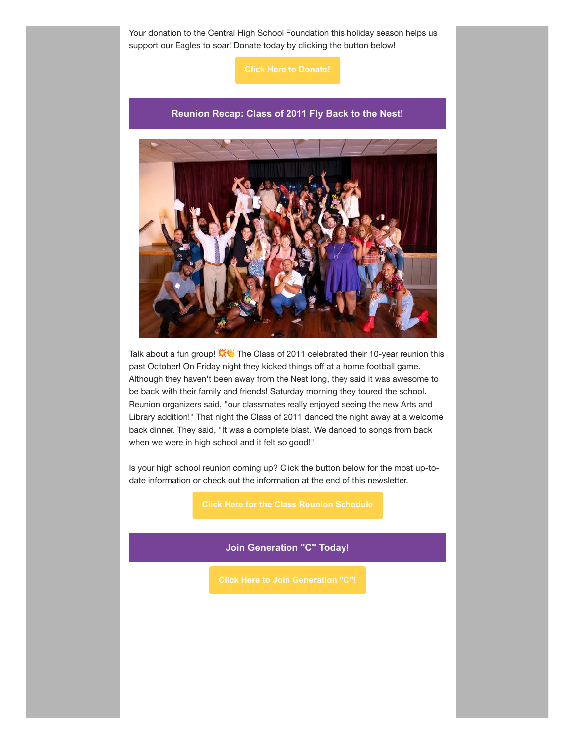Your donation to the Central High School Foundation this holiday season helps us support our Eagles to soar! Donate today by clicking the button below!

**Click Here to Donate!**

## Reunion Recap: Class of 2011 Fly Back to the Nest!

Talk about a fun group! 💥👏 The Class of 2011 celebrated their 10-year reunion this past October! On Friday night they kicked things off at a home football game. Although they haven't been away from the Nest long, they said it was awesome to be back with their family and friends! Saturday morning they toured the school. Reunion organizers said, "our classmates really enjoyed seeing the new Arts and Library addition!" That night the Class of 2011 danced the night away at a welcome back dinner. They said, "It was a complete blast. We danced to songs from back when we were in high school and it felt so good!"

Is your high school reunion coming up? Click the button below for the most up-to-date information or check out the information at the end of this newsletter.

**Click Here for the Class Reunion Schedule**

## Join Generation "C" Today!

**Click Here to Join Generation "C"!**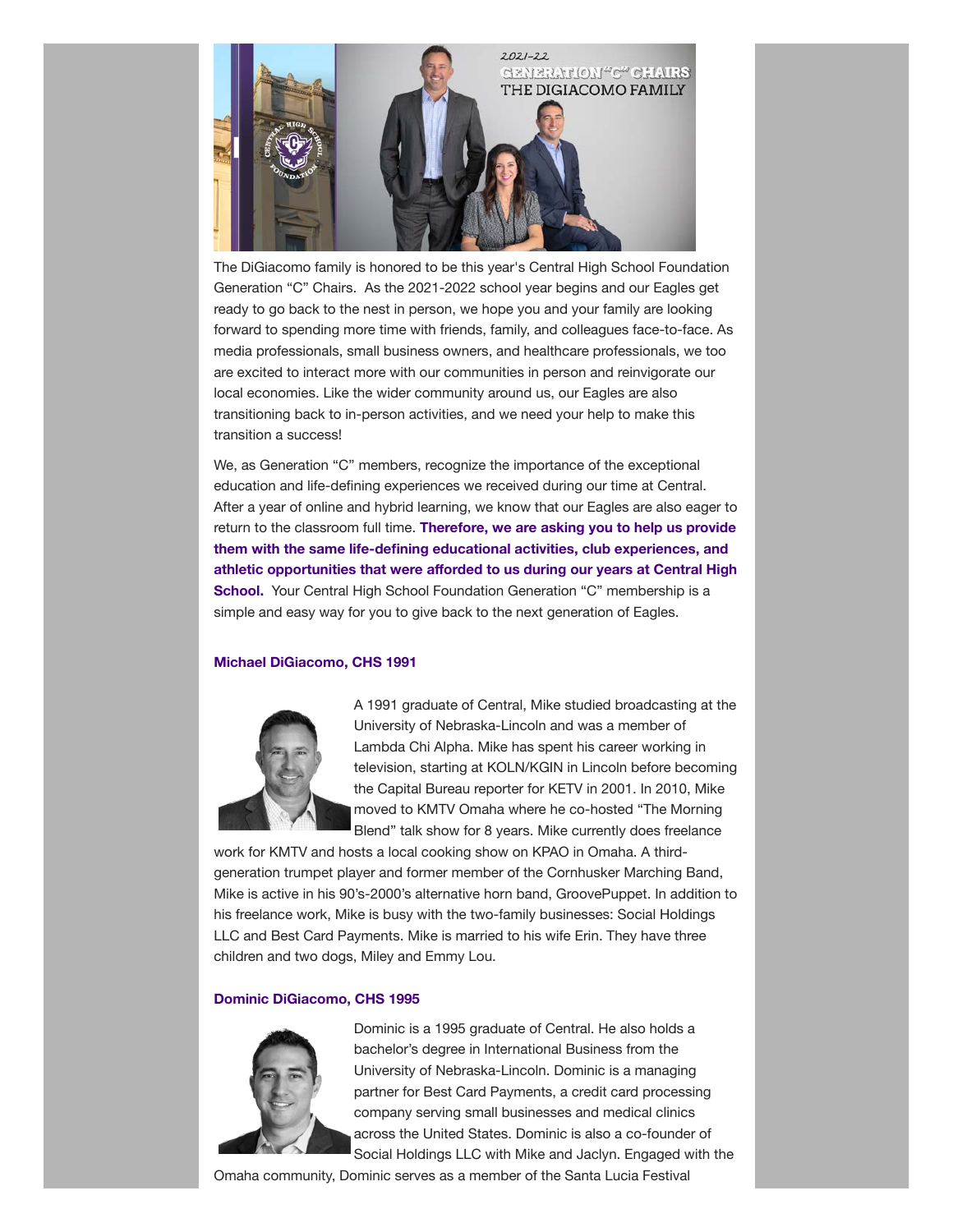The DiGiacomo family is honored to be this year's Central High School Foundation Generation "C" Chairs. As the 2021-2022 school year begins and our Eagles get ready to go back to the nest in person, we hope you and your family are looking forward to spending more time with friends, family, and colleagues face-to-face. As media professionals, small business owners, and healthcare professionals, we too are excited to interact more with our communities in person and reinvigorate our local economies. Like the wider community around us, our Eagles are also transitioning back to in-person activities, and we need your help to make this transition a success!

We, as Generation "C" members, recognize the importance of the exceptional education and life-defining experiences we received during our time at Central. After a year of online and hybrid learning, we know that our Eagles are also eager to return to the classroom full time. **Therefore, we are asking you to help us provide them with the same life-defining educational activities, club experiences, and athletic opportunities that were afforded to us during our years at Central High School.** Your Central High School Foundation Generation "C" membership is a simple and easy way for you to give back to the next generation of Eagles.

### Michael DiGiacomo, CHS 1991

A 1991 graduate of Central, Mike studied broadcasting at the University of Nebraska-Lincoln and was a member of Lambda Chi Alpha. Mike has spent his career working in television, starting at KOLN/KGIN in Lincoln before becoming the Capital Bureau reporter for KETV in 2001. In 2010, Mike moved to KMTV Omaha where he co-hosted "The Morning Blend" talk show for 8 years. Mike currently does freelance work for KMTV and hosts a local cooking show on KPAO in Omaha. A third-generation trumpet player and former member of the Cornhusker Marching Band, Mike is active in his 90's-2000's alternative horn band, GroovePuppet. In addition to his freelance work, Mike is busy with the two-family businesses: Social Holdings LLC and Best Card Payments. Mike is married to his wife Erin. They have three children and two dogs, Miley and Emmy Lou.

### Dominic DiGiacomo, CHS 1995

Dominic is a 1995 graduate of Central. He also holds a bachelor's degree in International Business from the University of Nebraska-Lincoln. Dominic is a managing partner for Best Card Payments, a credit card processing company serving small businesses and medical clinics across the United States. Dominic is also a co-founder of Social Holdings LLC with Mike and Jaclyn. Engaged with the Omaha community, Dominic serves as a member of the Santa Lucia Festival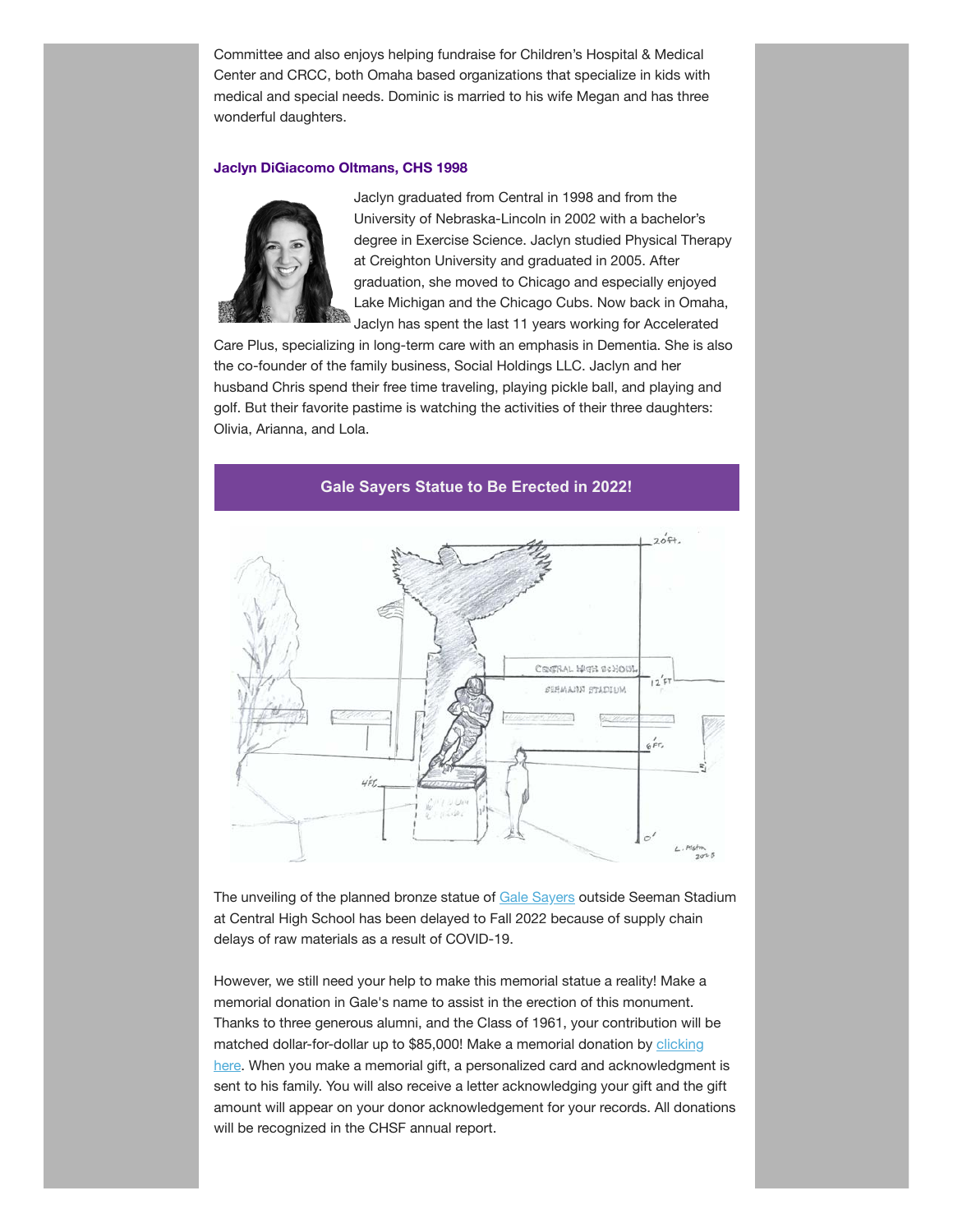Committee and also enjoys helping fundraise for Children's Hospital & Medical Center and CRCC, both Omaha based organizations that specialize in kids with medical and special needs. Dominic is married to his wife Megan and has three wonderful daughters.

**Jaclyn DiGiacomo Oltmans, CHS 1998**

Jaclyn graduated from Central in 1998 and from the University of Nebraska-Lincoln in 2002 with a bachelor's degree in Exercise Science. Jaclyn studied Physical Therapy at Creighton University and graduated in 2005. After graduation, she moved to Chicago and especially enjoyed Lake Michigan and the Chicago Cubs. Now back in Omaha, Jaclyn has spent the last 11 years working for Accelerated Care Plus, specializing in long-term care with an emphasis in Dementia. She is also the co-founder of the family business, Social Holdings LLC. Jaclyn and her husband Chris spend their free time traveling, playing pickle ball, and playing and golf. But their favorite pastime is watching the activities of their three daughters: Olivia, Arianna, and Lola.

## Gale Sayers Statue to Be Erected in 2022!

The unveiling of the planned bronze statue of Gale Sayers outside Seeman Stadium at Central High School has been delayed to Fall 2022 because of supply chain delays of raw materials as a result of COVID-19.

However, we still need your help to make this memorial statue a reality! Make a memorial donation in Gale's name to assist in the erection of this monument. Thanks to three generous alumni, and the Class of 1961, your contribution will be matched dollar-for-dollar up to $85,000! Make a memorial donation by clicking here. When you make a memorial gift, a personalized card and acknowledgment is sent to his family. You will also receive a letter acknowledging your gift and the gift amount will appear on your donor acknowledgement for your records. All donations will be recognized in the CHSF annual report.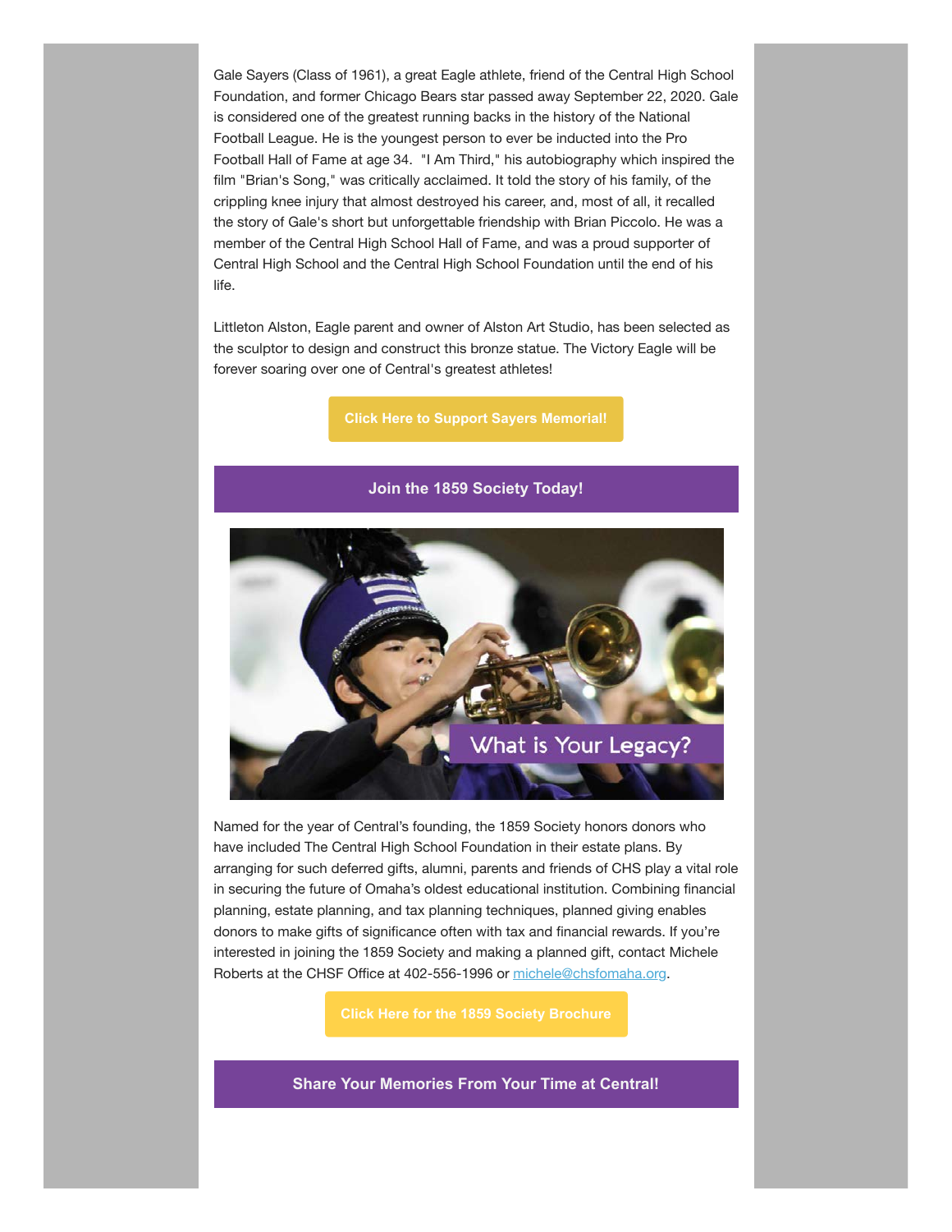Gale Sayers (Class of 1961), a great Eagle athlete, friend of the Central High School Foundation, and former Chicago Bears star passed away September 22, 2020. Gale is considered one of the greatest running backs in the history of the National Football League. He is the youngest person to ever be inducted into the Pro Football Hall of Fame at age 34. "I Am Third," his autobiography which inspired the film "Brian's Song," was critically acclaimed. It told the story of his family, of the crippling knee injury that almost destroyed his career, and, most of all, it recalled the story of Gale's short but unforgettable friendship with Brian Piccolo. He was a member of the Central High School Hall of Fame, and was a proud supporter of Central High School and the Central High School Foundation until the end of his life.

Littleton Alston, Eagle parent and owner of Alston Art Studio, has been selected as the sculptor to design and construct this bronze statue. The Victory Eagle will be forever soaring over one of Central's greatest athletes!

**Click Here to Support Sayers Memorial!**

## Join the 1859 Society Today!

What is Your Legacy?

Named for the year of Central's founding, the 1859 Society honors donors who have included The Central High School Foundation in their estate plans. By arranging for such deferred gifts, alumni, parents and friends of CHS play a vital role in securing the future of Omaha's oldest educational institution. Combining financial planning, estate planning, and tax planning techniques, planned giving enables donors to make gifts of significance often with tax and financial rewards. If you're interested in joining the 1859 Society and making a planned gift, contact Michele Roberts at the CHSF Office at 402-556-1996 or michele@chsfomaha.org.

**Click Here for the 1859 Society Brochure**

## Share Your Memories From Your Time at Central!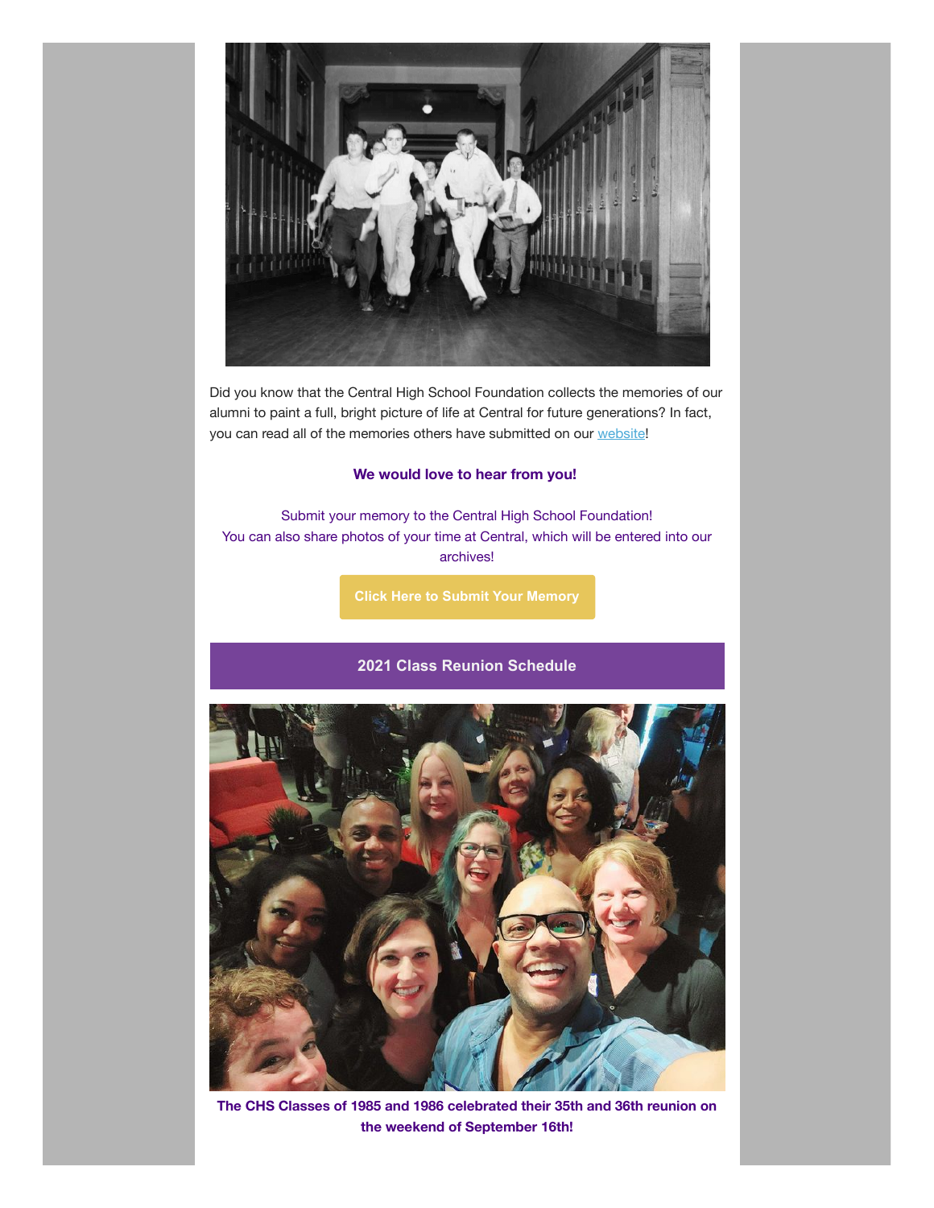Did you know that the Central High School Foundation collects the memories of our alumni to paint a full, bright picture of life at Central for future generations? In fact, you can read all of the memories others have submitted on our website!

**We would love to hear from you!**

Submit your memory to the Central High School Foundation!
You can also share photos of your time at Central, which will be entered into our archives!

**Click Here to Submit Your Memory**

## 2021 Class Reunion Schedule

**The CHS Classes of 1985 and 1986 celebrated their 35th and 36th reunion on the weekend of September 16th!**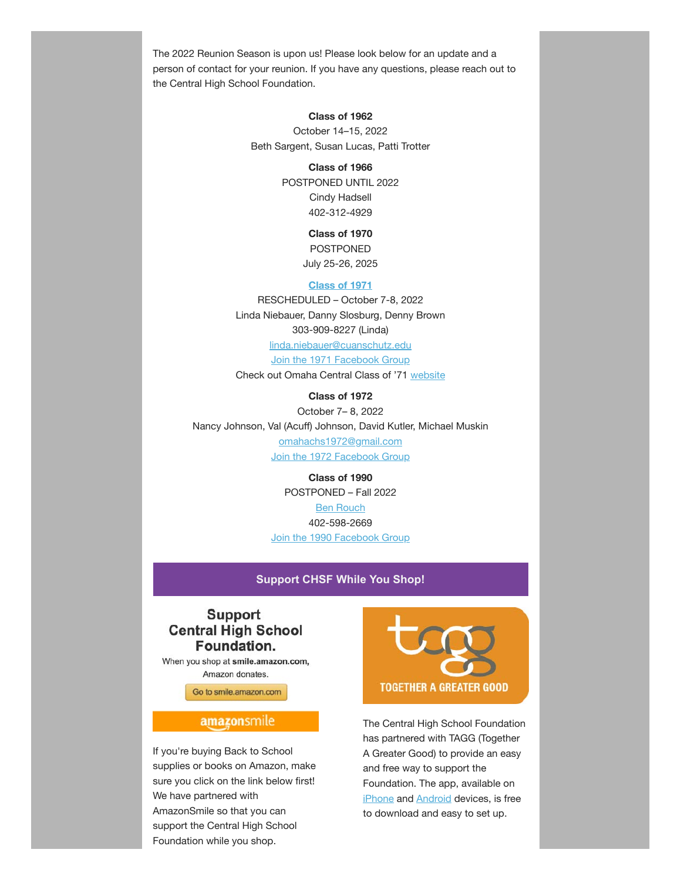The 2022 Reunion Season is upon us! Please look below for an update and a person of contact for your reunion. If you have any questions, please reach out to the Central High School Foundation.

**Class of 1962**
October 14–15, 2022
Beth Sargent, Susan Lucas, Patti Trotter

**Class of 1966**
POSTPONED UNTIL 2022
Cindy Hadsell
402-312-4929

**Class of 1970**
POSTPONED
July 25-26, 2025

**Class of 1971**
RESCHEDULED – October 7-8, 2022
Linda Niebauer, Danny Slosburg, Denny Brown
303-909-8227 (Linda)
linda.niebauer@cuanschutz.edu
Join the 1971 Facebook Group
Check out Omaha Central Class of '71 website

**Class of 1972**
October 7– 8, 2022
Nancy Johnson, Val (Acuff) Johnson, David Kutler, Michael Muskin
omahachs1972@gmail.com
Join the 1972 Facebook Group

**Class of 1990**
POSTPONED – Fall 2022
Ben Rouch
402-598-2669
Join the 1990 Facebook Group

## Support CHSF While You Shop!

**Support Central High School Foundation.**
When you shop at **smile.amazon.com,** Amazon donates.

Go to smile.amazon.com

amazonsmile

If you're buying Back to School supplies or books on Amazon, make sure you click on the link below first! We have partnered with AmazonSmile so that you can support the Central High School Foundation while you shop.

tagg
TOGETHER A GREATER GOOD

The Central High School Foundation has partnered with TAGG (Together A Greater Good) to provide an easy and free way to support the Foundation. The app, available on iPhone and Android devices, is free to download and easy to set up.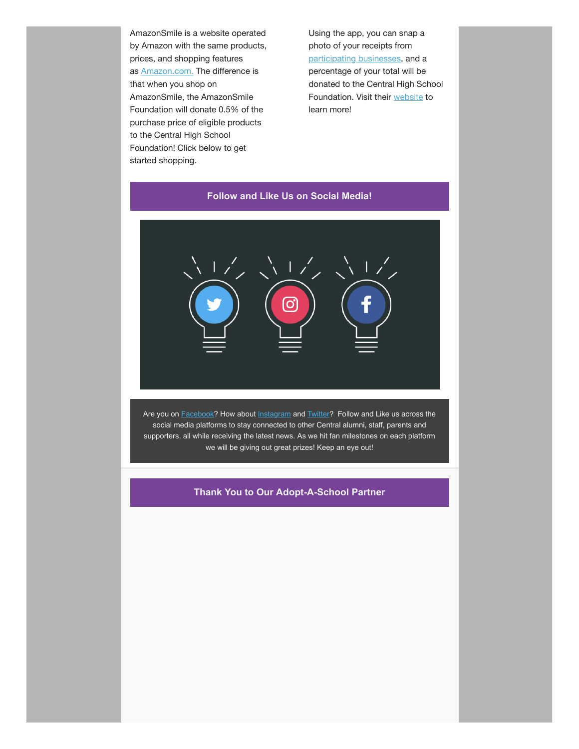AmazonSmile is a website operated by Amazon with the same products, prices, and shopping features as Amazon.com. The difference is that when you shop on AmazonSmile, the AmazonSmile Foundation will donate 0.5% of the purchase price of eligible products to the Central High School Foundation! Click below to get started shopping.

Using the app, you can snap a photo of your receipts from participating businesses, and a percentage of your total will be donated to the Central High School Foundation. Visit their website to learn more!

## Follow and Like Us on Social Media!

Are you on Facebook? How about Instagram and Twitter? Follow and Like us across the social media platforms to stay connected to other Central alumni, staff, parents and supporters, all while receiving the latest news. As we hit fan milestones on each platform we will be giving out great prizes! Keep an eye out!

## Thank You to Our Adopt-A-School Partner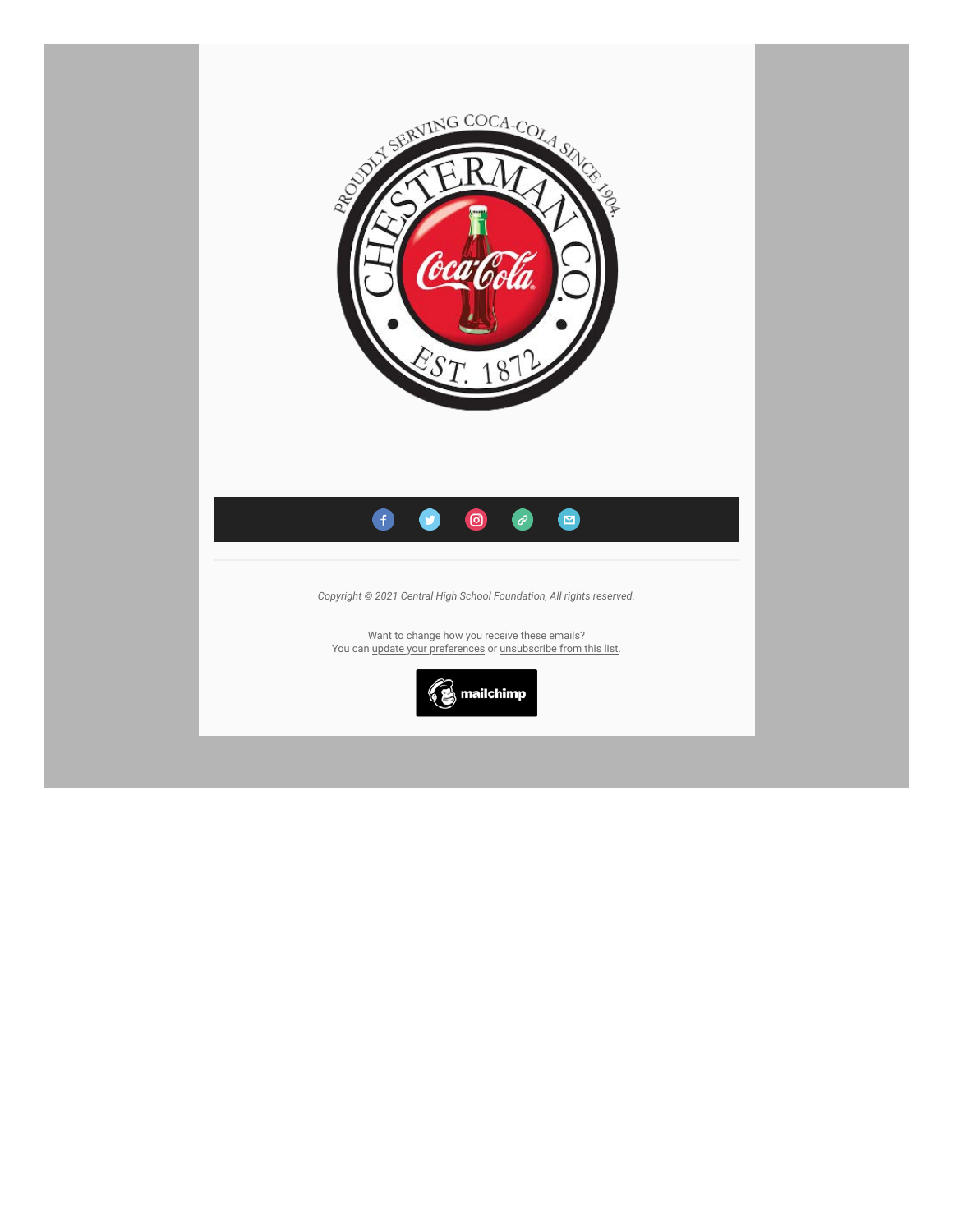*Copyright © 2021 Central High School Foundation, All rights reserved.*

Want to change how you receive these emails?
You can update your preferences or unsubscribe from this list.